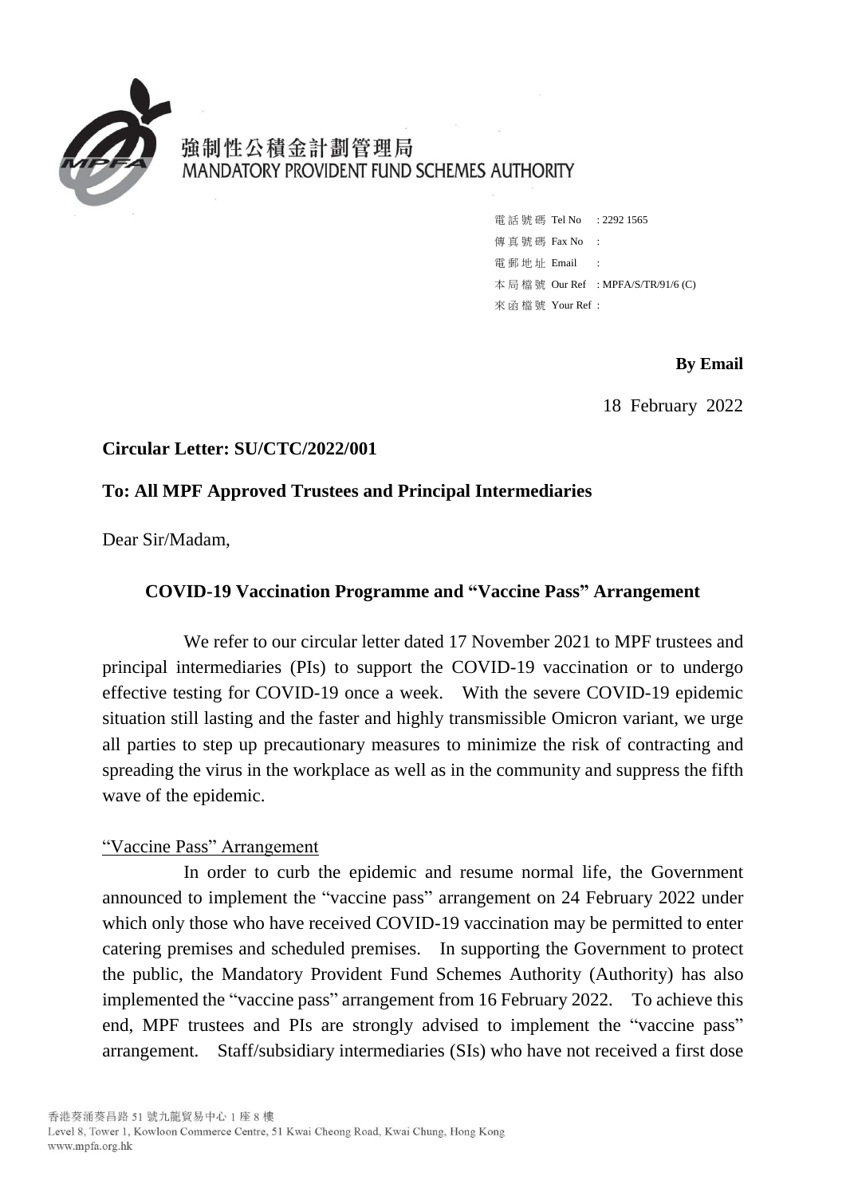強制性公積金計劃管理局
MANDATORY PROVIDENT FUND SCHEMES AUTHORITY

電話號碼 Tel No : 2292 1565
傳真號碼 Fax No :
電郵地址 Email :
本局檔號 Our Ref : MPFA/S/TR/91/6 (C)
來函檔號 Your Ref :

**By Email**

18 February 2022

**Circular Letter: SU/CTC/2022/001**

**To: All MPF Approved Trustees and Principal Intermediaries**

Dear Sir/Madam,

**COVID-19 Vaccination Programme and "Vaccine Pass" Arrangement**

We refer to our circular letter dated 17 November 2021 to MPF trustees and principal intermediaries (PIs) to support the COVID-19 vaccination or to undergo effective testing for COVID-19 once a week. With the severe COVID-19 epidemic situation still lasting and the faster and highly transmissible Omicron variant, we urge all parties to step up precautionary measures to minimize the risk of contracting and spreading the virus in the workplace as well as in the community and suppress the fifth wave of the epidemic.

"Vaccine Pass" Arrangement

In order to curb the epidemic and resume normal life, the Government announced to implement the "vaccine pass" arrangement on 24 February 2022 under which only those who have received COVID-19 vaccination may be permitted to enter catering premises and scheduled premises. In supporting the Government to protect the public, the Mandatory Provident Fund Schemes Authority (Authority) has also implemented the "vaccine pass" arrangement from 16 February 2022. To achieve this end, MPF trustees and PIs are strongly advised to implement the "vaccine pass" arrangement. Staff/subsidiary intermediaries (SIs) who have not received a first dose

香港葵涌葵昌路 51 號九龍貿易中心 1 座 8 樓
Level 8, Tower 1, Kowloon Commerce Centre, 51 Kwai Cheong Road, Kwai Chung, Hong Kong
www.mpfa.org.hk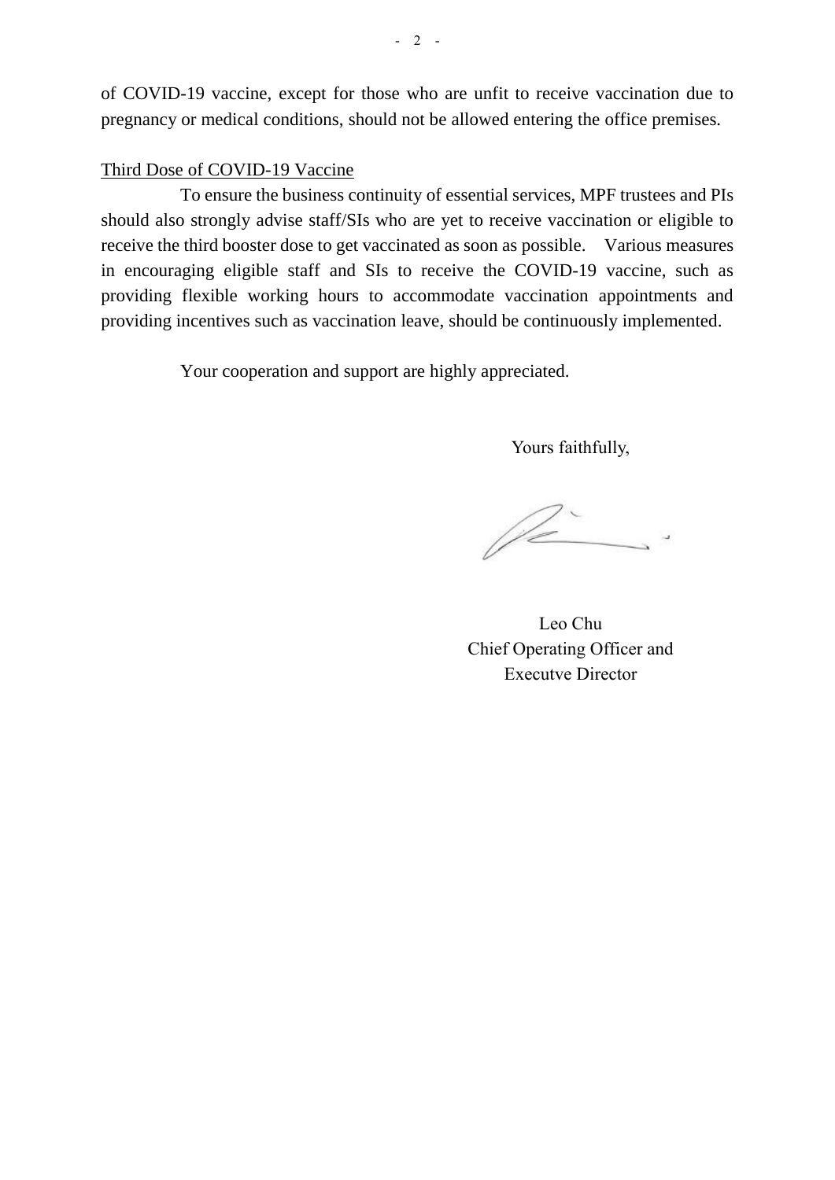of COVID-19 vaccine, except for those who are unfit to receive vaccination due to pregnancy or medical conditions, should not be allowed entering the office premises.

<u>Third Dose of COVID-19 Vaccine</u>

To ensure the business continuity of essential services, MPF trustees and PIs should also strongly advise staff/SIs who are yet to receive vaccination or eligible to receive the third booster dose to get vaccinated as soon as possible. Various measures in encouraging eligible staff and SIs to receive the COVID-19 vaccine, such as providing flexible working hours to accommodate vaccination appointments and providing incentives such as vaccination leave, should be continuously implemented.

Your cooperation and support are highly appreciated.

Yours faithfully,

Leo Chu
Chief Operating Officer and
Executve Director